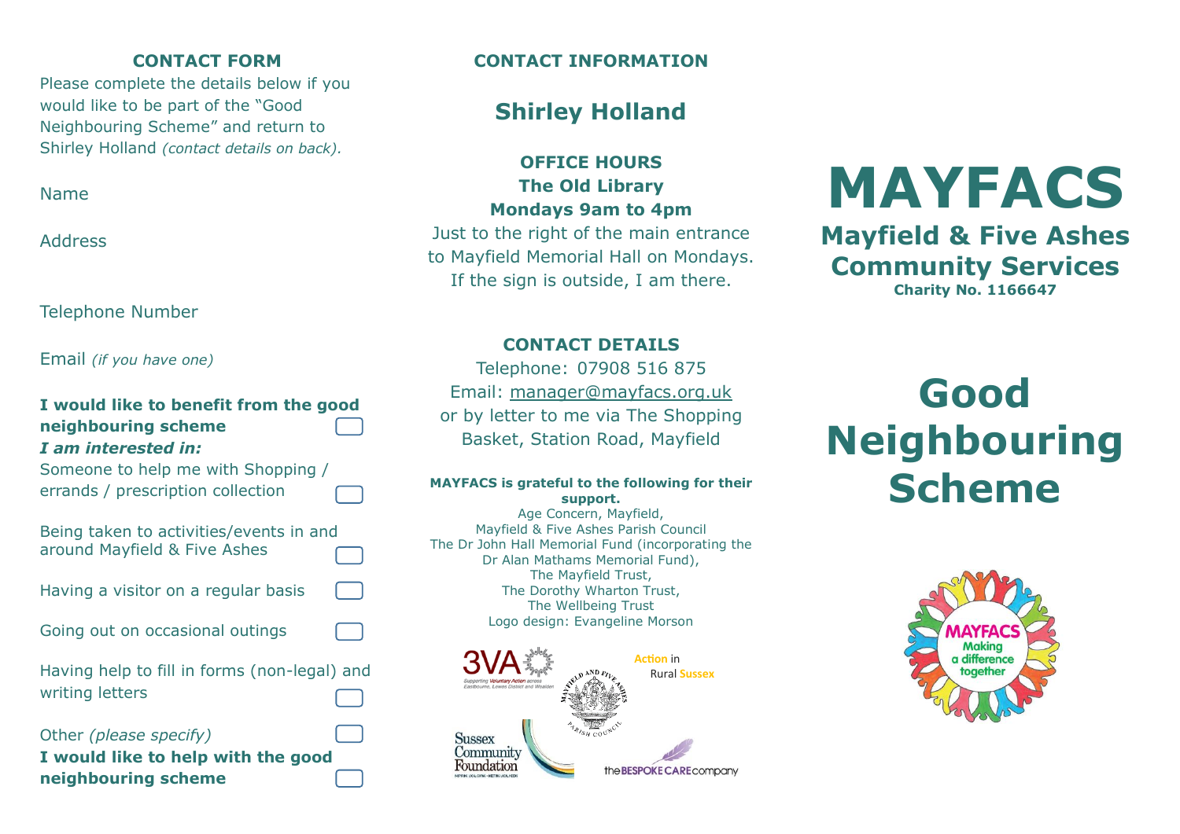## CONTACT FORM

Please complete the details below if you would like to be part of the "Good Neighbouring Scheme" and return to Shirley Holland *(contact details on back).*

Name

Address

Telephone Number

Email *(if you have one)*

**I would like to benefit from the good neighbouring scheme** ☐

***I am interested in:***

Someone to help me with Shopping / errands / prescription collection ☐

Being taken to activities/events in and around Mayfield & Five Ashes ☐

Having a visitor on a regular basis ☐

Going out on occasional outings ☐

Having help to fill in forms (non-legal) and writing letters ☐

Other *(please specify)* ☐

**I would like to help with the good neighbouring scheme** ☐

## CONTACT INFORMATION

## Shirley Holland

**OFFICE HOURS**
**The Old Library**
**Mondays 9am to 4pm**

Just to the right of the main entrance to Mayfield Memorial Hall on Mondays. If the sign is outside, I am there.

**CONTACT DETAILS**

Telephone: 07908 516 875
Email: manager@mayfacs.org.uk
or by letter to me via The Shopping Basket, Station Road, Mayfield

**MAYFACS is grateful to the following for their support.**

Age Concern, Mayfield,
Mayfield & Five Ashes Parish Council
The Dr John Hall Memorial Fund (incorporating the Dr Alan Mathams Memorial Fund),
The Mayfield Trust,
The Dorothy Wharton Trust,
The Wellbeing Trust
Logo design: Evangeline Morson

3VA Supporting Voluntary Action across Eastbourne, Lewes District and Wealden

Mayfield and Five Ashes Parish Council

Action in Rural Sussex

Sussex Community Foundation

the BESPOKE CARE company

# MAYFACS

## Mayfield & Five Ashes Community Services

**Charity No. 1166647**

# Good Neighbouring Scheme

MAYFACS Making a difference together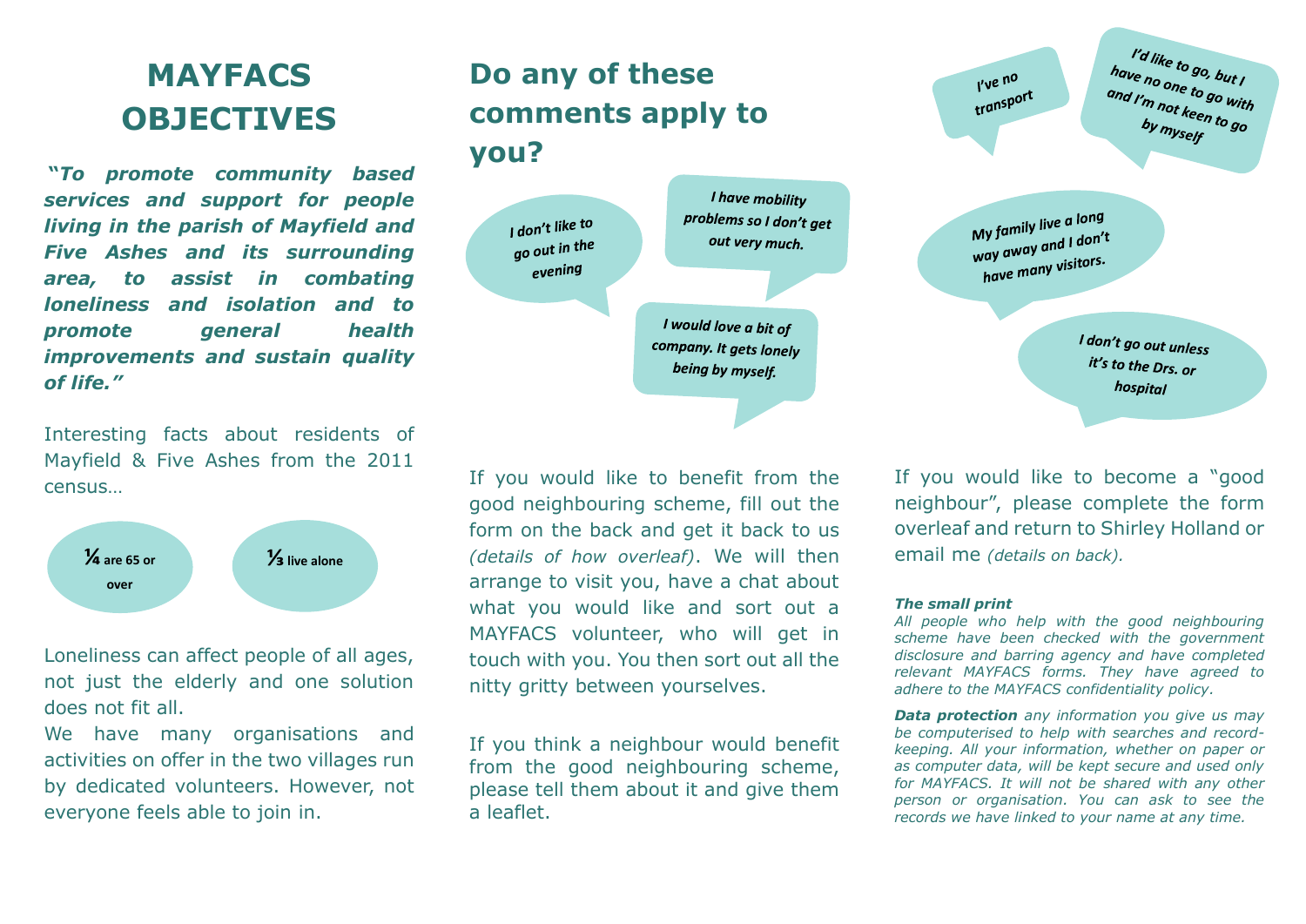# MAYFACS OBJECTIVES

***"To promote community based services and support for people living in the parish of Mayfield and Five Ashes and its surrounding area, to assist in combating loneliness and isolation and to promote general health improvements and sustain quality of life."***

Interesting facts about residents of Mayfield & Five Ashes from the 2011 census…

**¼ are 65 or over**

**⅓ live alone**

Loneliness can affect people of all ages, not just the elderly and one solution does not fit all.

We have many organisations and activities on offer in the two villages run by dedicated volunteers. However, not everyone feels able to join in.

## Do any of these comments apply to you?

*I don't like to go out in the evening*

*I have mobility problems so I don't get out very much.*

*I would love a bit of company. It gets lonely being by myself.*

*I've no transport*

*I'd like to go, but I have no one to go with and I'm not keen to go by myself*

*My family live a long way away and I don't have many visitors.*

*I don't go out unless it's to the Drs. or hospital*

If you would like to benefit from the good neighbouring scheme, fill out the form on the back and get it back to us *(details of how overleaf)*. We will then arrange to visit you, have a chat about what you would like and sort out a MAYFACS volunteer, who will get in touch with you. You then sort out all the nitty gritty between yourselves.

If you think a neighbour would benefit from the good neighbouring scheme, please tell them about it and give them a leaflet.

If you would like to become a "good neighbour", please complete the form overleaf and return to Shirley Holland or email me *(details on back).*

***The small print***

*All people who help with the good neighbouring scheme have been checked with the government disclosure and barring agency and have completed relevant MAYFACS forms. They have agreed to adhere to the MAYFACS confidentiality policy.*

***Data protection*** *any information you give us may be computerised to help with searches and record-keeping. All your information, whether on paper or as computer data, will be kept secure and used only for MAYFACS. It will not be shared with any other person or organisation. You can ask to see the records we have linked to your name at any time.*